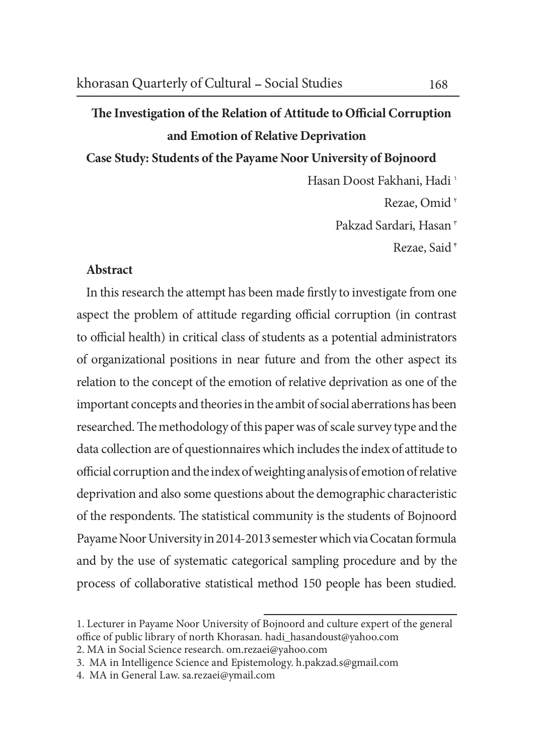# The Investigation of the Relation of Attitude to Official Corruption and Emotion of Relative Deprivation

## Case Study: Students of the Payame Noor University of Bojnoord

Hasan Doost Fakhani, Hadi [1]

Rezae, Omid [2]

Pakzad Sardari, Hasan [3]

Rezae, Said [4]

### Abstract

In this research the attempt has been made firstly to investigate from one aspect the problem of attitude regarding official corruption (in contrast to official health) in critical class of students as a potential administrators of organizational positions in near future and from the other aspect its relation to the concept of the emotion of relative deprivation as one of the important concepts and theories in the ambit of social aberrations has been researched. The methodology of this paper was of scale survey type and the data collection are of questionnaires which includes the index of attitude to official corruption and the index of weighting analysis of emotion of relative deprivation and also some questions about the demographic characteristic of the respondents. The statistical community is the students of Bojnoord Payame Noor University in 2014-2013 semester which via Cocatan formula and by the use of systematic categorical sampling procedure and by the process of collaborative statistical method 150 people has been studied.

---

1. Lecturer in Payame Noor University of Bojnoord and culture expert of the general office of public library of north Khorasan. hadi_hasandoust@yahoo.com
2. MA in Social Science research. om.rezaei@yahoo.com
3. MA in Intelligence Science and Epistemology. h.pakzad.s@gmail.com
4. MA in General Law. sa.rezaei@ymail.com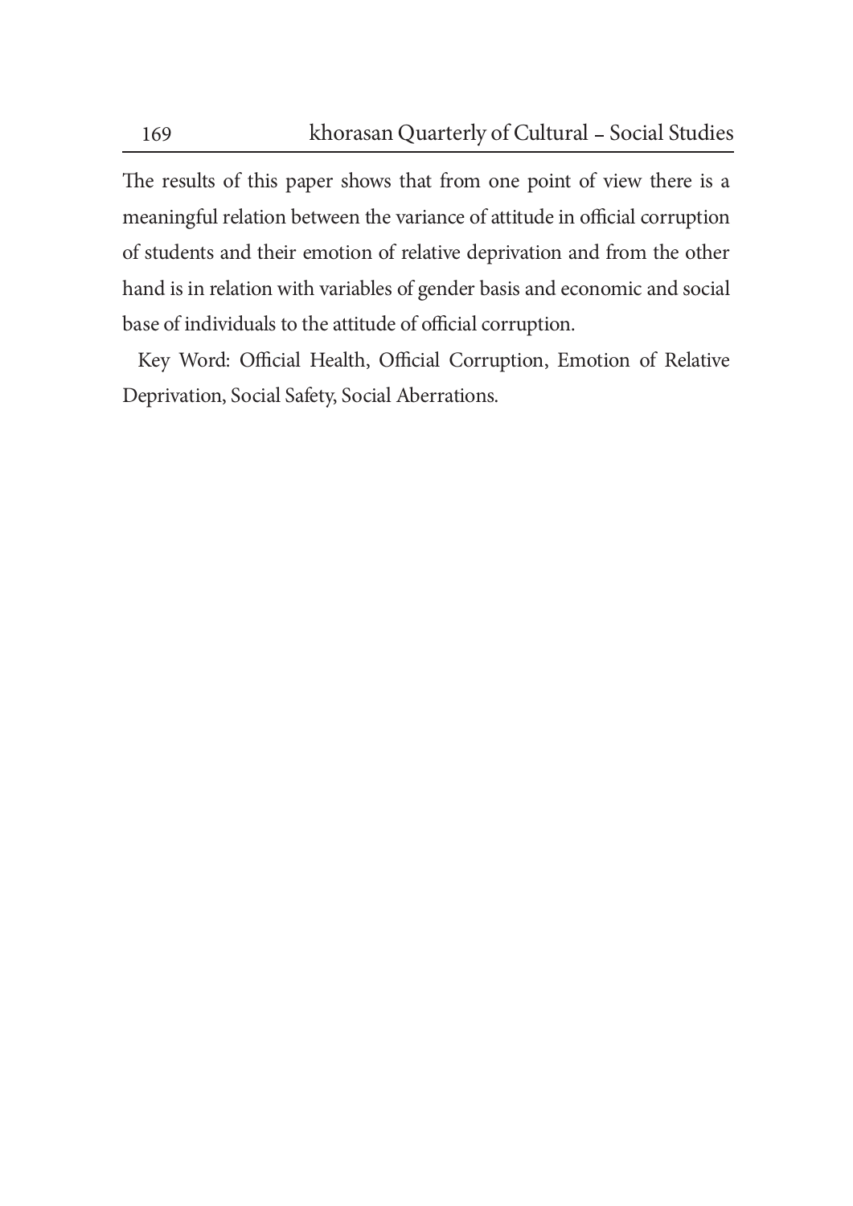The results of this paper shows that from one point of view there is a meaningful relation between the variance of attitude in official corruption of students and their emotion of relative deprivation and from the other hand is in relation with variables of gender basis and economic and social base of individuals to the attitude of official corruption.

Key Word: Official Health, Official Corruption, Emotion of Relative Deprivation, Social Safety, Social Aberrations.